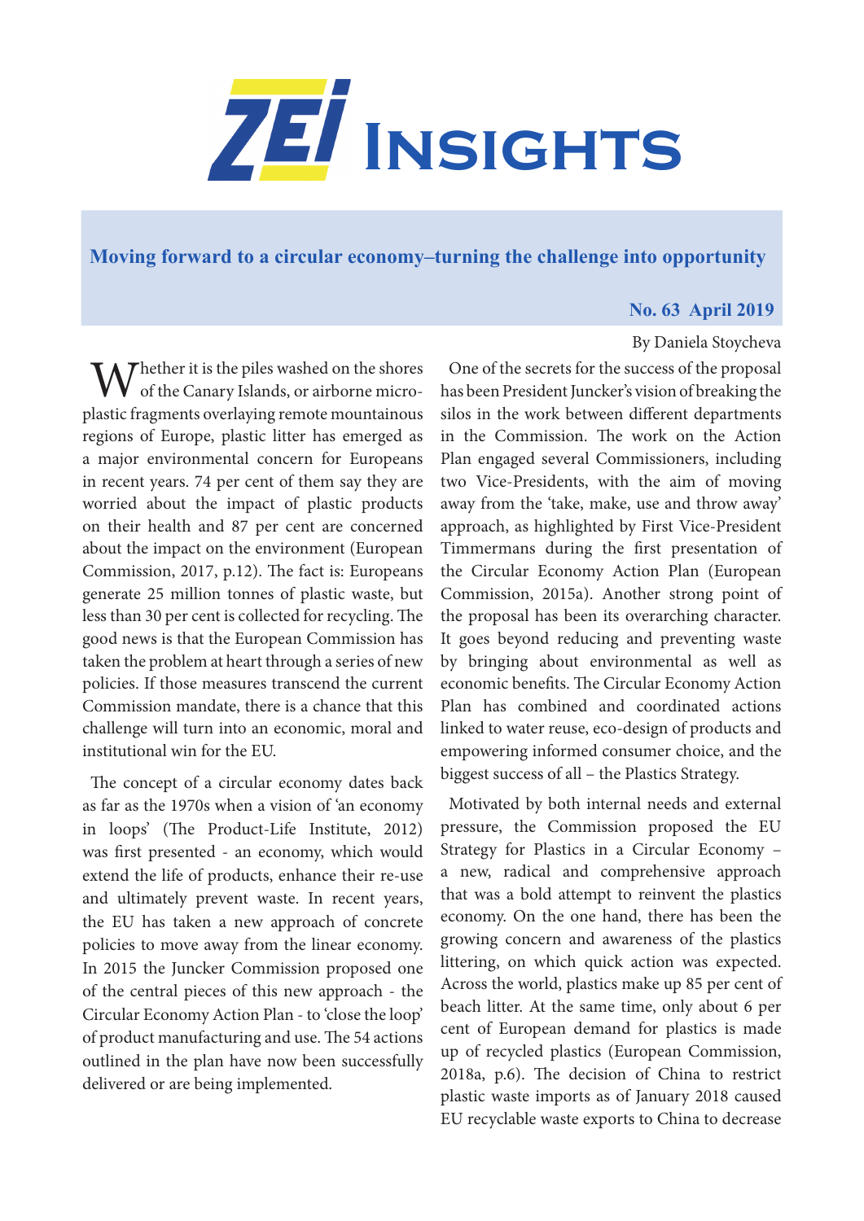# ZEI Insights

## Moving forward to a circular economy–turning the challenge into opportunity

**No. 63 April 2019**

By Daniela Stoycheva

Whether it is the piles washed on the shores of the Canary Islands, or airborne micro-plastic fragments overlaying remote mountainous regions of Europe, plastic litter has emerged as a major environmental concern for Europeans in recent years. 74 per cent of them say they are worried about the impact of plastic products on their health and 87 per cent are concerned about the impact on the environment (European Commission, 2017, p.12). The fact is: Europeans generate 25 million tonnes of plastic waste, but less than 30 per cent is collected for recycling. The good news is that the European Commission has taken the problem at heart through a series of new policies. If those measures transcend the current Commission mandate, there is a chance that this challenge will turn into an economic, moral and institutional win for the EU.

The concept of a circular economy dates back as far as the 1970s when a vision of 'an economy in loops' (The Product-Life Institute, 2012) was first presented - an economy, which would extend the life of products, enhance their re-use and ultimately prevent waste. In recent years, the EU has taken a new approach of concrete policies to move away from the linear economy. In 2015 the Juncker Commission proposed one of the central pieces of this new approach - the Circular Economy Action Plan - to 'close the loop' of product manufacturing and use. The 54 actions outlined in the plan have now been successfully delivered or are being implemented.

One of the secrets for the success of the proposal has been President Juncker's vision of breaking the silos in the work between different departments in the Commission. The work on the Action Plan engaged several Commissioners, including two Vice-Presidents, with the aim of moving away from the 'take, make, use and throw away' approach, as highlighted by First Vice-President Timmermans during the first presentation of the Circular Economy Action Plan (European Commission, 2015a). Another strong point of the proposal has been its overarching character. It goes beyond reducing and preventing waste by bringing about environmental as well as economic benefits. The Circular Economy Action Plan has combined and coordinated actions linked to water reuse, eco-design of products and empowering informed consumer choice, and the biggest success of all – the Plastics Strategy.

Motivated by both internal needs and external pressure, the Commission proposed the EU Strategy for Plastics in a Circular Economy – a new, radical and comprehensive approach that was a bold attempt to reinvent the plastics economy. On the one hand, there has been the growing concern and awareness of the plastics littering, on which quick action was expected. Across the world, plastics make up 85 per cent of beach litter. At the same time, only about 6 per cent of European demand for plastics is made up of recycled plastics (European Commission, 2018a, p.6). The decision of China to restrict plastic waste imports as of January 2018 caused EU recyclable waste exports to China to decrease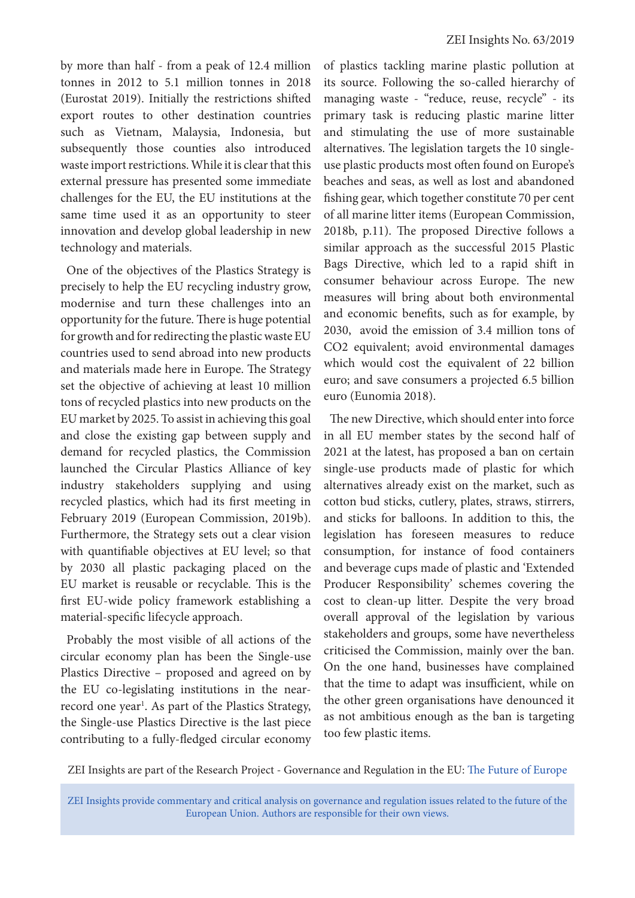by more than half - from a peak of 12.4 million tonnes in 2012 to 5.1 million tonnes in 2018 (Eurostat 2019). Initially the restrictions shifted export routes to other destination countries such as Vietnam, Malaysia, Indonesia, but subsequently those counties also introduced waste import restrictions. While it is clear that this external pressure has presented some immediate challenges for the EU, the EU institutions at the same time used it as an opportunity to steer innovation and develop global leadership in new technology and materials.

One of the objectives of the Plastics Strategy is precisely to help the EU recycling industry grow, modernise and turn these challenges into an opportunity for the future. There is huge potential for growth and for redirecting the plastic waste EU countries used to send abroad into new products and materials made here in Europe. The Strategy set the objective of achieving at least 10 million tons of recycled plastics into new products on the EU market by 2025. To assist in achieving this goal and close the existing gap between supply and demand for recycled plastics, the Commission launched the Circular Plastics Alliance of key industry stakeholders supplying and using recycled plastics, which had its first meeting in February 2019 (European Commission, 2019b). Furthermore, the Strategy sets out a clear vision with quantifiable objectives at EU level; so that by 2030 all plastic packaging placed on the EU market is reusable or recyclable. This is the first EU-wide policy framework establishing a material-specific lifecycle approach.

Probably the most visible of all actions of the circular economy plan has been the Single-use Plastics Directive – proposed and agreed on by the EU co-legislating institutions in the near-record one year[1]. As part of the Plastics Strategy, the Single-use Plastics Directive is the last piece contributing to a fully-fledged circular economy of plastics tackling marine plastic pollution at its source. Following the so-called hierarchy of managing waste - "reduce, reuse, recycle" - its primary task is reducing plastic marine litter and stimulating the use of more sustainable alternatives. The legislation targets the 10 single-use plastic products most often found on Europe's beaches and seas, as well as lost and abandoned fishing gear, which together constitute 70 per cent of all marine litter items (European Commission, 2018b, p.11). The proposed Directive follows a similar approach as the successful 2015 Plastic Bags Directive, which led to a rapid shift in consumer behaviour across Europe. The new measures will bring about both environmental and economic benefits, such as for example, by 2030, avoid the emission of 3.4 million tons of CO2 equivalent; avoid environmental damages which would cost the equivalent of 22 billion euro; and save consumers a projected 6.5 billion euro (Eunomia 2018).

The new Directive, which should enter into force in all EU member states by the second half of 2021 at the latest, has proposed a ban on certain single-use products made of plastic for which alternatives already exist on the market, such as cotton bud sticks, cutlery, plates, straws, stirrers, and sticks for balloons. In addition to this, the legislation has foreseen measures to reduce consumption, for instance of food containers and beverage cups made of plastic and 'Extended Producer Responsibility' schemes covering the cost to clean-up litter. Despite the very broad overall approval of the legislation by various stakeholders and groups, some have nevertheless criticised the Commission, mainly over the ban. On the one hand, businesses have complained that the time to adapt was insufficient, while on the other green organisations have denounced it as not ambitious enough as the ban is targeting too few plastic items.

ZEI Insights are part of the Research Project - Governance and Regulation in the EU: The Future of Europe

ZEI Insights provide commentary and critical analysis on governance and regulation issues related to the future of the European Union. Authors are responsible for their own views.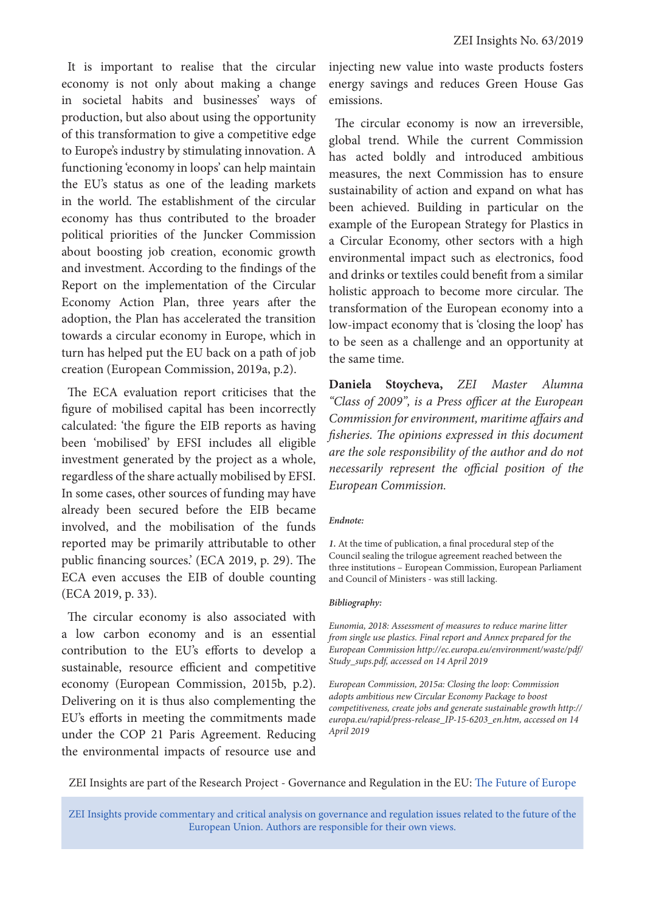It is important to realise that the circular economy is not only about making a change in societal habits and businesses' ways of production, but also about using the opportunity of this transformation to give a competitive edge to Europe's industry by stimulating innovation. A functioning 'economy in loops' can help maintain the EU's status as one of the leading markets in the world. The establishment of the circular economy has thus contributed to the broader political priorities of the Juncker Commission about boosting job creation, economic growth and investment. According to the findings of the Report on the implementation of the Circular Economy Action Plan, three years after the adoption, the Plan has accelerated the transition towards a circular economy in Europe, which in turn has helped put the EU back on a path of job creation (European Commission, 2019a, p.2).

The ECA evaluation report criticises that the figure of mobilised capital has been incorrectly calculated: 'the figure the EIB reports as having been 'mobilised' by EFSI includes all eligible investment generated by the project as a whole, regardless of the share actually mobilised by EFSI. In some cases, other sources of funding may have already been secured before the EIB became involved, and the mobilisation of the funds reported may be primarily attributable to other public financing sources.' (ECA 2019, p. 29). The ECA even accuses the EIB of double counting (ECA 2019, p. 33).

The circular economy is also associated with a low carbon economy and is an essential contribution to the EU's efforts to develop a sustainable, resource efficient and competitive economy (European Commission, 2015b, p.2). Delivering on it is thus also complementing the EU's efforts in meeting the commitments made under the COP 21 Paris Agreement. Reducing the environmental impacts of resource use and injecting new value into waste products fosters energy savings and reduces Green House Gas emissions.

The circular economy is now an irreversible, global trend. While the current Commission has acted boldly and introduced ambitious measures, the next Commission has to ensure sustainability of action and expand on what has been achieved. Building in particular on the example of the European Strategy for Plastics in a Circular Economy, other sectors with a high environmental impact such as electronics, food and drinks or textiles could benefit from a similar holistic approach to become more circular. The transformation of the European economy into a low-impact economy that is 'closing the loop' has to be seen as a challenge and an opportunity at the same time.

**Daniela Stoycheva,** *ZEI Master Alumna "Class of 2009", is a Press officer at the European Commission for environment, maritime affairs and fisheries. The opinions expressed in this document are the sole responsibility of the author and do not necessarily represent the official position of the European Commission.*

***Endnote:***

*1.* At the time of publication, a final procedural step of the Council sealing the trilogue agreement reached between the three institutions – European Commission, European Parliament and Council of Ministers - was still lacking.

***Bibliography:***

*Eunomia, 2018: Assessment of measures to reduce marine litter from single use plastics. Final report and Annex prepared for the European Commission http://ec.europa.eu/environment/waste/pdf/Study_sups.pdf, accessed on 14 April 2019*

*European Commission, 2015a: Closing the loop: Commission adopts ambitious new Circular Economy Package to boost competitiveness, create jobs and generate sustainable growth http://europa.eu/rapid/press-release_IP-15-6203_en.htm, accessed on 14 April 2019*

ZEI Insights are part of the Research Project - Governance and Regulation in the EU: The Future of Europe

ZEI Insights provide commentary and critical analysis on governance and regulation issues related to the future of the European Union. Authors are responsible for their own views.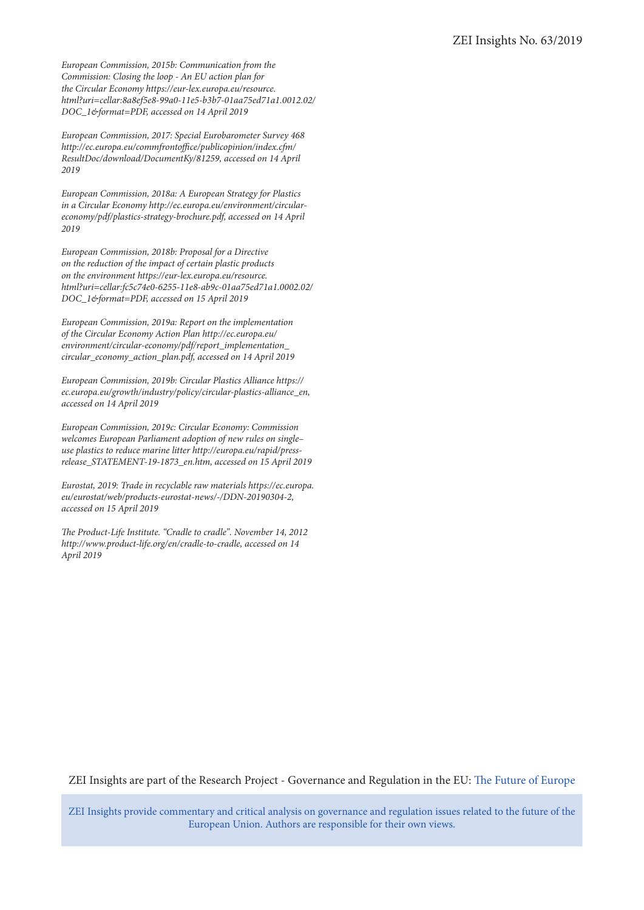*European Commission, 2015b: Communication from the Commission: Closing the loop - An EU action plan for the Circular Economy https://eur-lex.europa.eu/resource.html?uri=cellar:8a8ef5e8-99a0-11e5-b3b7-01aa75ed71a1.0012.02/DOC_1&format=PDF, accessed on 14 April 2019*

*European Commission, 2017: Special Eurobarometer Survey 468 http://ec.europa.eu/commfrontoffice/publicopinion/index.cfm/ResultDoc/download/DocumentKy/81259, accessed on 14 April 2019*

*European Commission, 2018a: A European Strategy for Plastics in a Circular Economy http://ec.europa.eu/environment/circular-economy/pdf/plastics-strategy-brochure.pdf, accessed on 14 April 2019*

*European Commission, 2018b: Proposal for a Directive on the reduction of the impact of certain plastic products on the environment https://eur-lex.europa.eu/resource.html?uri=cellar:fc5c74e0-6255-11e8-ab9c-01aa75ed71a1.0002.02/DOC_1&format=PDF, accessed on 15 April 2019*

*European Commission, 2019a: Report on the implementation of the Circular Economy Action Plan http://ec.europa.eu/environment/circular-economy/pdf/report_implementation_circular_economy_action_plan.pdf, accessed on 14 April 2019*

*European Commission, 2019b: Circular Plastics Alliance https://ec.europa.eu/growth/industry/policy/circular-plastics-alliance_en, accessed on 14 April 2019*

*European Commission, 2019c: Circular Economy: Commission welcomes European Parliament adoption of new rules on single–use plastics to reduce marine litter http://europa.eu/rapid/press-release_STATEMENT-19-1873_en.htm, accessed on 15 April 2019*

*Eurostat, 2019: Trade in recyclable raw materials https://ec.europa.eu/eurostat/web/products-eurostat-news/-/DDN-20190304-2, accessed on 15 April 2019*

*The Product-Life Institute. "Cradle to cradle". November 14, 2012 http://www.product-life.org/en/cradle-to-cradle, accessed on 14 April 2019*

ZEI Insights are part of the Research Project - Governance and Regulation in the EU: The Future of Europe

ZEI Insights provide commentary and critical analysis on governance and regulation issues related to the future of the European Union. Authors are responsible for their own views.